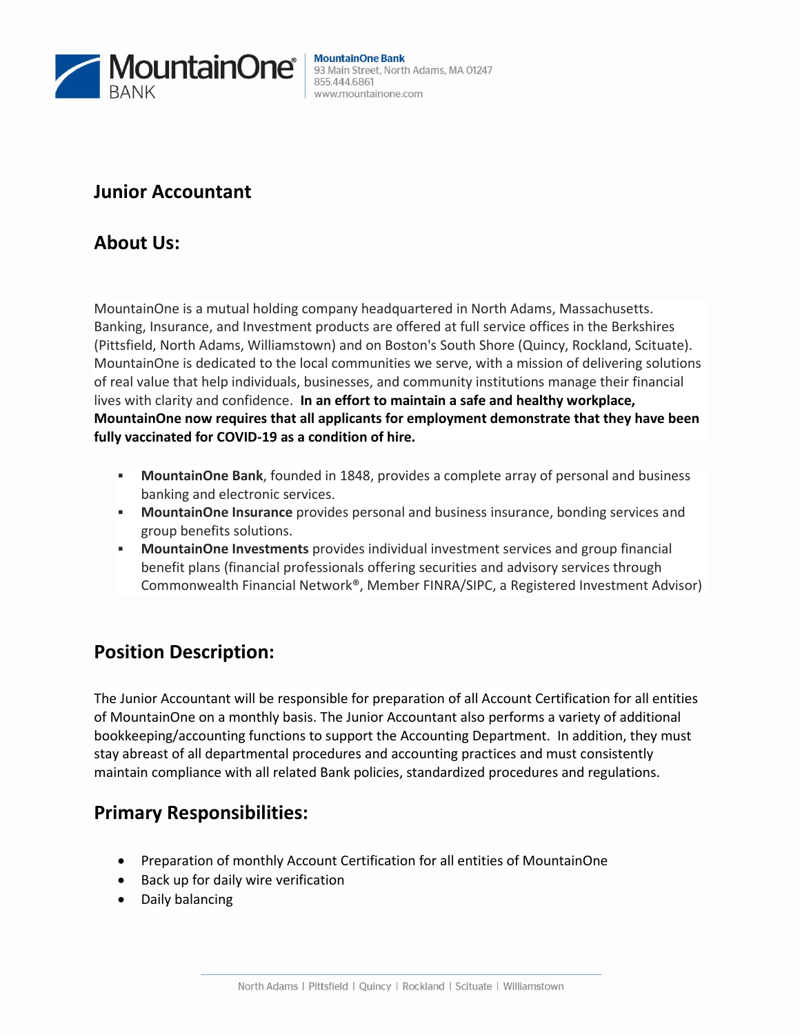MountainOne Bank
93 Main Street, North Adams, MA 01247
855.444.6861
www.mountainone.com

## Junior Accountant

## About Us:

MountainOne is a mutual holding company headquartered in North Adams, Massachusetts. Banking, Insurance, and Investment products are offered at full service offices in the Berkshires (Pittsfield, North Adams, Williamstown) and on Boston's South Shore (Quincy, Rockland, Scituate). MountainOne is dedicated to the local communities we serve, with a mission of delivering solutions of real value that help individuals, businesses, and community institutions manage their financial lives with clarity and confidence. **In an effort to maintain a safe and healthy workplace, MountainOne now requires that all applicants for employment demonstrate that they have been fully vaccinated for COVID-19 as a condition of hire.**

- **MountainOne Bank**, founded in 1848, provides a complete array of personal and business banking and electronic services.
- **MountainOne Insurance** provides personal and business insurance, bonding services and group benefits solutions.
- **MountainOne Investments** provides individual investment services and group financial benefit plans (financial professionals offering securities and advisory services through Commonwealth Financial Network®, Member FINRA/SIPC, a Registered Investment Advisor)

## Position Description:

The Junior Accountant will be responsible for preparation of all Account Certification for all entities of MountainOne on a monthly basis. The Junior Accountant also performs a variety of additional bookkeeping/accounting functions to support the Accounting Department. In addition, they must stay abreast of all departmental procedures and accounting practices and must consistently maintain compliance with all related Bank policies, standardized procedures and regulations.

## Primary Responsibilities:

- Preparation of monthly Account Certification for all entities of MountainOne
- Back up for daily wire verification
- Daily balancing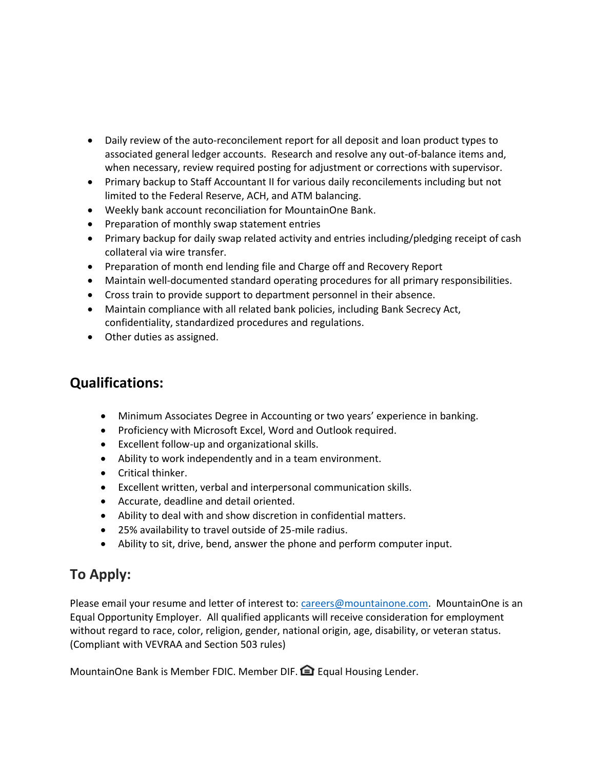- Daily review of the auto-reconcilement report for all deposit and loan product types to associated general ledger accounts. Research and resolve any out-of-balance items and, when necessary, review required posting for adjustment or corrections with supervisor.
- Primary backup to Staff Accountant II for various daily reconcilements including but not limited to the Federal Reserve, ACH, and ATM balancing.
- Weekly bank account reconciliation for MountainOne Bank.
- Preparation of monthly swap statement entries
- Primary backup for daily swap related activity and entries including/pledging receipt of cash collateral via wire transfer.
- Preparation of month end lending file and Charge off and Recovery Report
- Maintain well-documented standard operating procedures for all primary responsibilities.
- Cross train to provide support to department personnel in their absence.
- Maintain compliance with all related bank policies, including Bank Secrecy Act, confidentiality, standardized procedures and regulations.
- Other duties as assigned.

## Qualifications:

- Minimum Associates Degree in Accounting or two years' experience in banking.
- Proficiency with Microsoft Excel, Word and Outlook required.
- Excellent follow-up and organizational skills.
- Ability to work independently and in a team environment.
- Critical thinker.
- Excellent written, verbal and interpersonal communication skills.
- Accurate, deadline and detail oriented.
- Ability to deal with and show discretion in confidential matters.
- 25% availability to travel outside of 25-mile radius.
- Ability to sit, drive, bend, answer the phone and perform computer input.

## To Apply:

Please email your resume and letter of interest to: careers@mountainone.com. MountainOne is an Equal Opportunity Employer. All qualified applicants will receive consideration for employment without regard to race, color, religion, gender, national origin, age, disability, or veteran status. (Compliant with VEVRAA and Section 503 rules)

MountainOne Bank is Member FDIC. Member DIF. Equal Housing Lender.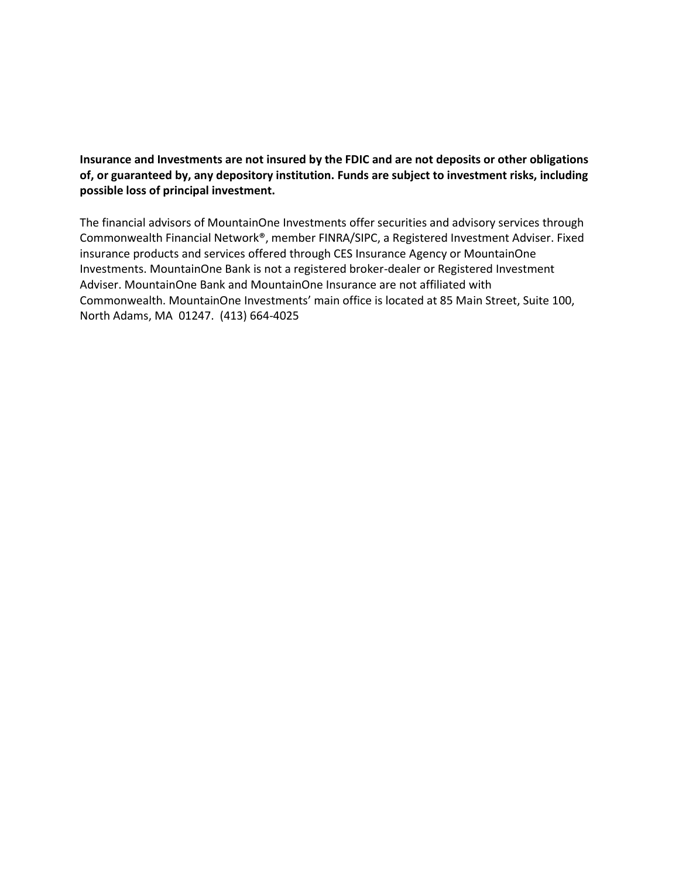**Insurance and Investments are not insured by the FDIC and are not deposits or other obligations of, or guaranteed by, any depository institution. Funds are subject to investment risks, including possible loss of principal investment.**

The financial advisors of MountainOne Investments offer securities and advisory services through Commonwealth Financial Network®, member FINRA/SIPC, a Registered Investment Adviser. Fixed insurance products and services offered through CES Insurance Agency or MountainOne Investments. MountainOne Bank is not a registered broker-dealer or Registered Investment Adviser. MountainOne Bank and MountainOne Insurance are not affiliated with Commonwealth. MountainOne Investments' main office is located at 85 Main Street, Suite 100, North Adams, MA 01247. (413) 664-4025